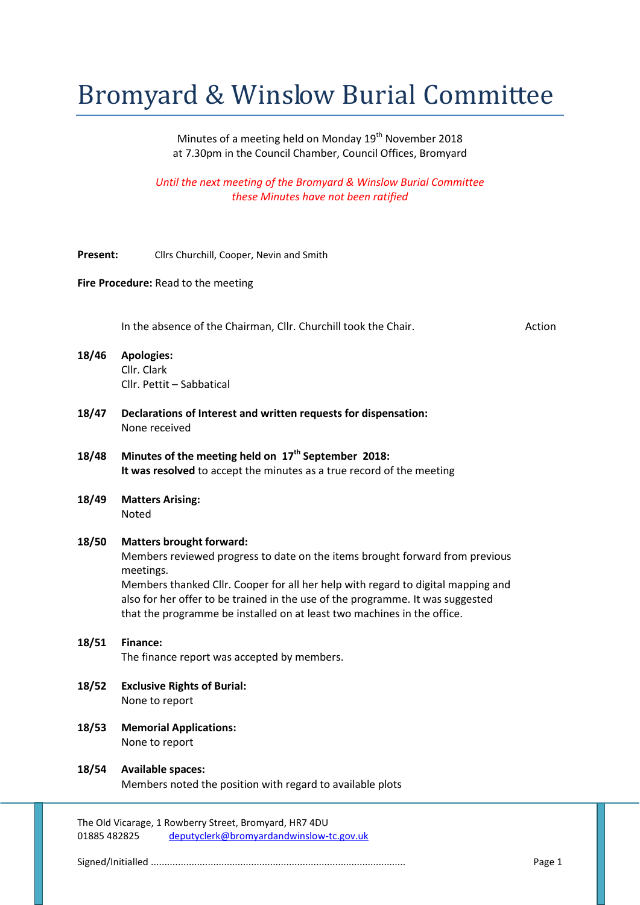# Bromyard & Winslow Burial Committee

Minutes of a meeting held on Monday 19th November 2018
at 7.30pm in the Council Chamber, Council Offices, Bromyard

*Until the next meeting of the Bromyard & Winslow Burial Committee these Minutes have not been ratified*

**Present:** Cllrs Churchill, Cooper, Nevin and Smith

**Fire Procedure:** Read to the meeting

In the absence of the Chairman, Cllr. Churchill took the Chair. — Action

**18/46 Apologies:**
Cllr. Clark
Cllr. Pettit – Sabbatical

**18/47 Declarations of Interest and written requests for dispensation:**
None received

**18/48 Minutes of the meeting held on 17th September 2018:**
**It was resolved** to accept the minutes as a true record of the meeting

**18/49 Matters Arising:**
Noted

**18/50 Matters brought forward:**
Members reviewed progress to date on the items brought forward from previous meetings.
Members thanked Cllr. Cooper for all her help with regard to digital mapping and also for her offer to be trained in the use of the programme. It was suggested that the programme be installed on at least two machines in the office.

**18/51 Finance:**
The finance report was accepted by members.

**18/52 Exclusive Rights of Burial:**
None to report

**18/53 Memorial Applications:**
None to report

**18/54 Available spaces:**
Members noted the position with regard to available plots

The Old Vicarage, 1 Rowberry Street, Bromyard, HR7 4DU
01885 482825 deputyclerk@bromyardandwinslow-tc.gov.uk

Signed/Initialled ............................................................................................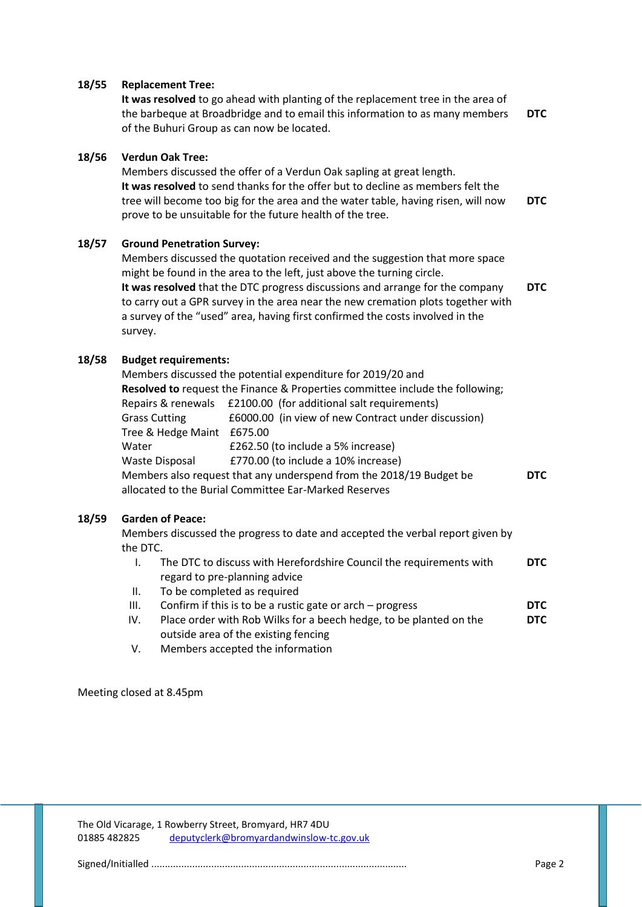**18/55 Replacement Tree:**

**It was resolved** to go ahead with planting of the replacement tree in the area of the barbeque at Broadbridge and to email this information to as many members of the Buhuri Group as can now be located. **DTC**

**18/56 Verdun Oak Tree:**

Members discussed the offer of a Verdun Oak sapling at great length.

**It was resolved** to send thanks for the offer but to decline as members felt the tree will become too big for the area and the water table, having risen, will now prove to be unsuitable for the future health of the tree. **DTC**

**18/57 Ground Penetration Survey:**

Members discussed the quotation received and the suggestion that more space might be found in the area to the left, just above the turning circle.

**It was resolved** that the DTC progress discussions and arrange for the company to carry out a GPR survey in the area near the new cremation plots together with a survey of the "used" area, having first confirmed the costs involved in the survey. **DTC**

**18/58 Budget requirements:**

Members discussed the potential expenditure for 2019/20 and

**Resolved to** request the Finance & Properties committee include the following;

| | | |
|---|---|---|
| Repairs & renewals | £2100.00 | (for additional salt requirements) |
| Grass Cutting | £6000.00 | (in view of new Contract under discussion) |
| Tree & Hedge Maint | £675.00 | |
| Water | £262.50 | (to include a 5% increase) |
| Waste Disposal | £770.00 | (to include a 10% increase) |

Members also request that any underspend from the 2018/19 Budget be allocated to the Burial Committee Ear-Marked Reserves **DTC**

**18/59 Garden of Peace:**

Members discussed the progress to date and accepted the verbal report given by the DTC.

I. The DTC to discuss with Herefordshire Council the requirements with regard to pre-planning advice **DTC**
II. To be completed as required
III. Confirm if this is to be a rustic gate or arch – progress **DTC**
IV. Place order with Rob Wilks for a beech hedge, to be planted on the outside area of the existing fencing **DTC**
V. Members accepted the information

Meeting closed at 8.45pm

The Old Vicarage, 1 Rowberry Street, Bromyard, HR7 4DU
01885 482825 deputyclerk@bromyardandwinslow-tc.gov.uk

Signed/Initialled ............................................................................................